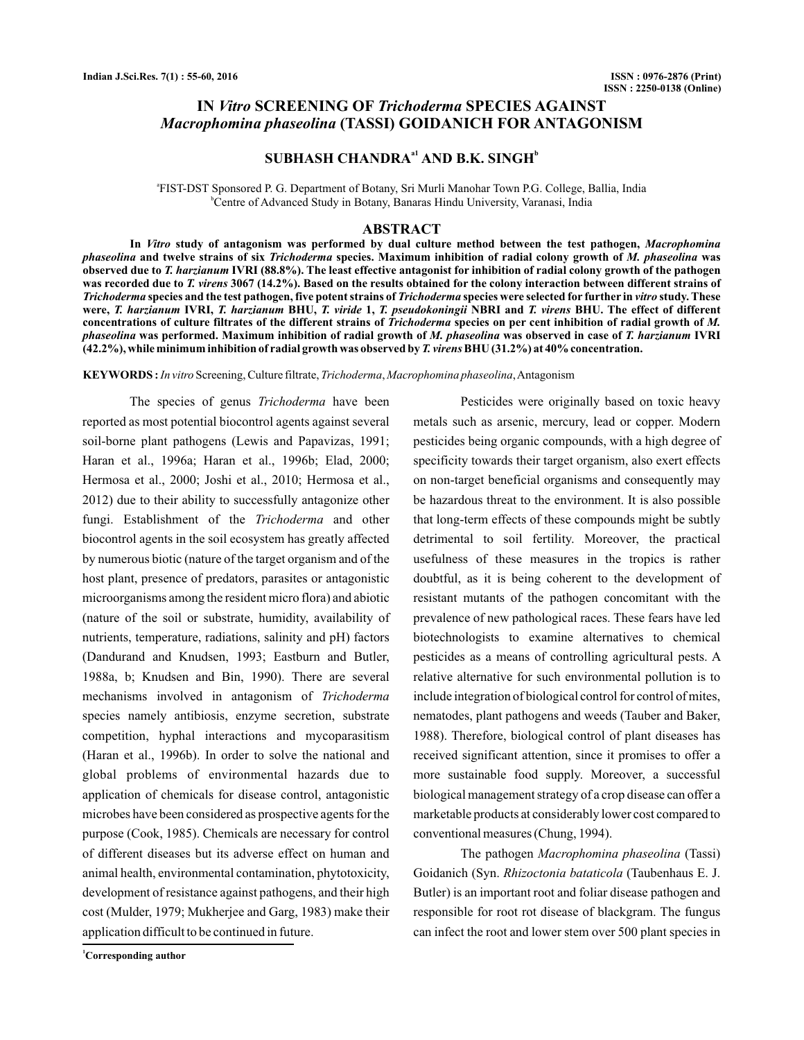# IN *Vitro* SCREENING OF *Trichoderma* SPECIES AGAINST *Macrophomina phaseolina* (TASSI) GOIDANICH FOR ANTAGONISM

**SUBHASH CHANDRA[a1] AND B.K. SINGH[b]**

[a]FIST-DST Sponsored P. G. Department of Botany, Sri Murli Manohar Town P.G. College, Ballia, India
[b]Centre of Advanced Study in Botany, Banaras Hindu University, Varanasi, India

## ABSTRACT

**In *Vitro* study of antagonism was performed by dual culture method between the test pathogen, *Macrophomina phaseolina* and twelve strains of six *Trichoderma* species. Maximum inhibition of radial colony growth of *M. phaseolina* was observed due to *T. harzianum* IVRI (88.8%). The least effective antagonist for inhibition of radial colony growth of the pathogen was recorded due to *T. virens* 3067 (14.2%). Based on the results obtained for the colony interaction between different strains of *Trichoderma* species and the test pathogen, five potent strains of *Trichoderma* species were selected for further in *vitro* study. These were, *T. harzianum* IVRI, *T. harzianum* BHU, *T. viride* 1, *T. pseudokoningii* NBRI and *T. virens* BHU. The effect of different concentrations of culture filtrates of the different strains of *Trichoderma* species on per cent inhibition of radial growth of *M. phaseolina* was performed. Maximum inhibition of radial growth of *M. phaseolina* was observed in case of *T. harzianum* IVRI (42.2%), while minimum inhibition of radial growth was observed by *T. virens* BHU (31.2%) at 40% concentration.**

**KEYWORDS :** *In vitro* Screening, Culture filtrate, *Trichoderma*, *Macrophomina phaseolina*, Antagonism

The species of genus *Trichoderma* have been reported as most potential biocontrol agents against several soil-borne plant pathogens (Lewis and Papavizas, 1991; Haran et al., 1996a; Haran et al., 1996b; Elad, 2000; Hermosa et al., 2000; Joshi et al., 2010; Hermosa et al., 2012) due to their ability to successfully antagonize other fungi. Establishment of the *Trichoderma* and other biocontrol agents in the soil ecosystem has greatly affected by numerous biotic (nature of the target organism and of the host plant, presence of predators, parasites or antagonistic microorganisms among the resident micro flora) and abiotic (nature of the soil or substrate, humidity, availability of nutrients, temperature, radiations, salinity and pH) factors (Dandurand and Knudsen, 1993; Eastburn and Butler, 1988a, b; Knudsen and Bin, 1990). There are several mechanisms involved in antagonism of *Trichoderma* species namely antibiosis, enzyme secretion, substrate competition, hyphal interactions and mycoparasitism (Haran et al., 1996b). In order to solve the national and global problems of environmental hazards due to application of chemicals for disease control, antagonistic microbes have been considered as prospective agents for the purpose (Cook, 1985). Chemicals are necessary for control of different diseases but its adverse effect on human and animal health, environmental contamination, phytotoxicity, development of resistance against pathogens, and their high cost (Mulder, 1979; Mukherjee and Garg, 1983) make their application difficult to be continued in future.

Pesticides were originally based on toxic heavy metals such as arsenic, mercury, lead or copper. Modern pesticides being organic compounds, with a high degree of specificity towards their target organism, also exert effects on non-target beneficial organisms and consequently may be hazardous threat to the environment. It is also possible that long-term effects of these compounds might be subtly detrimental to soil fertility. Moreover, the practical usefulness of these measures in the tropics is rather doubtful, as it is being coherent to the development of resistant mutants of the pathogen concomitant with the prevalence of new pathological races. These fears have led biotechnologists to examine alternatives to chemical pesticides as a means of controlling agricultural pests. A relative alternative for such environmental pollution is to include integration of biological control for control of mites, nematodes, plant pathogens and weeds (Tauber and Baker, 1988). Therefore, biological control of plant diseases has received significant attention, since it promises to offer a more sustainable food supply. Moreover, a successful biological management strategy of a crop disease can offer a marketable products at considerably lower cost compared to conventional measures (Chung, 1994).

The pathogen *Macrophomina phaseolina* (Tassi) Goidanich (Syn. *Rhizoctonia bataticola* (Taubenhaus E. J. Butler) is an important root and foliar disease pathogen and responsible for root rot disease of blackgram. The fungus can infect the root and lower stem over 500 plant species in

[1]Corresponding author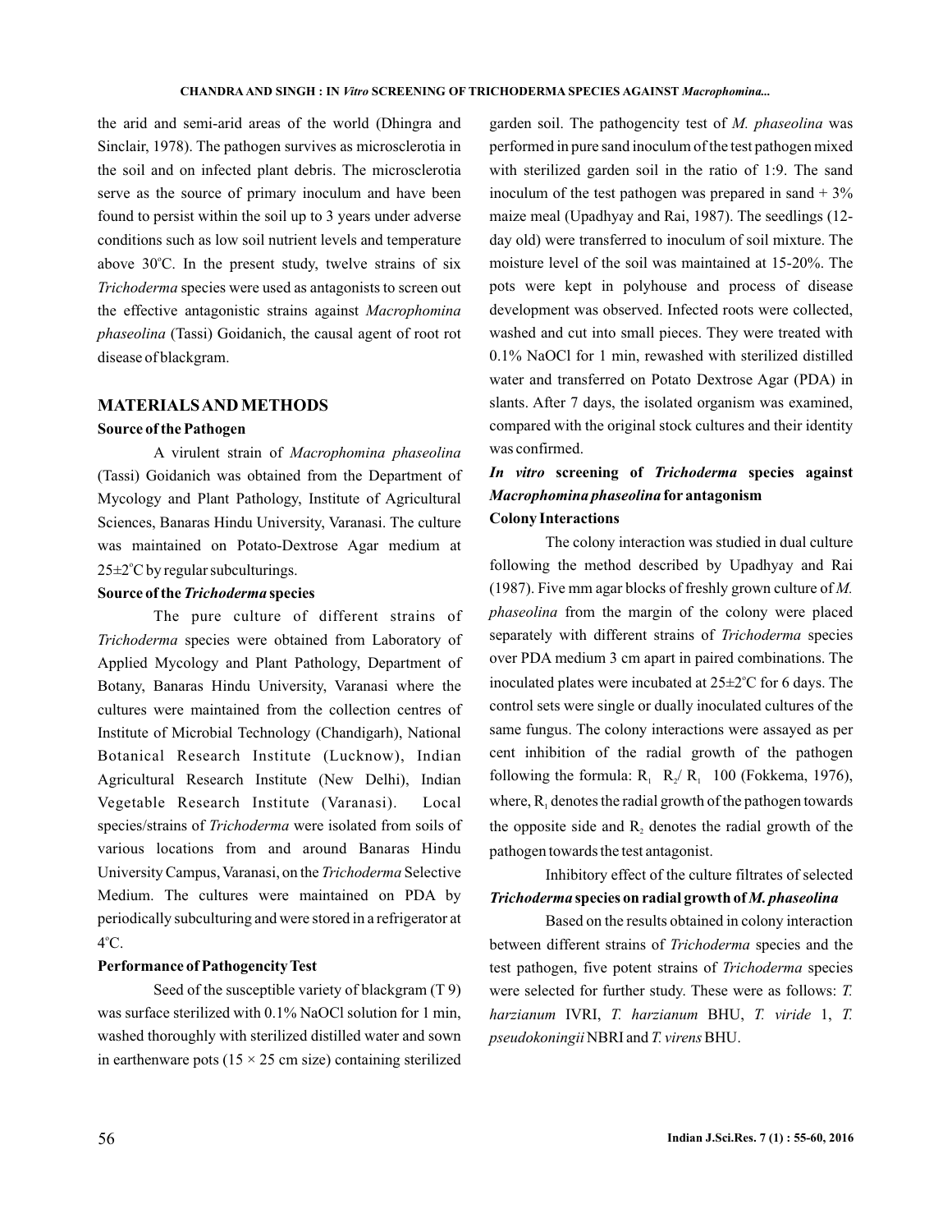the arid and semi-arid areas of the world (Dhingra and Sinclair, 1978). The pathogen survives as microsclerotia in the soil and on infected plant debris. The microsclerotia serve as the source of primary inoculum and have been found to persist within the soil up to 3 years under adverse conditions such as low soil nutrient levels and temperature above 30°C. In the present study, twelve strains of six *Trichoderma* species were used as antagonists to screen out the effective antagonistic strains against *Macrophomina phaseolina* (Tassi) Goidanich, the causal agent of root rot disease of blackgram.

## MATERIALS AND METHODS

### Source of the Pathogen

A virulent strain of *Macrophomina phaseolina* (Tassi) Goidanich was obtained from the Department of Mycology and Plant Pathology, Institute of Agricultural Sciences, Banaras Hindu University, Varanasi. The culture was maintained on Potato-Dextrose Agar medium at 25±2°C by regular subculturings.

### Source of the *Trichoderma* species

The pure culture of different strains of *Trichoderma* species were obtained from Laboratory of Applied Mycology and Plant Pathology, Department of Botany, Banaras Hindu University, Varanasi where the cultures were maintained from the collection centres of Institute of Microbial Technology (Chandigarh), National Botanical Research Institute (Lucknow), Indian Agricultural Research Institute (New Delhi), Indian Vegetable Research Institute (Varanasi). Local species/strains of *Trichoderma* were isolated from soils of various locations from and around Banaras Hindu University Campus, Varanasi, on the *Trichoderma* Selective Medium. The cultures were maintained on PDA by periodically subculturing and were stored in a refrigerator at 4°C.

### Performance of Pathogencity Test

Seed of the susceptible variety of blackgram (T 9) was surface sterilized with 0.1% NaOCl solution for 1 min, washed thoroughly with sterilized distilled water and sown in earthenware pots (15 × 25 cm size) containing sterilized garden soil. The pathogencity test of *M. phaseolina* was performed in pure sand inoculum of the test pathogen mixed with sterilized garden soil in the ratio of 1:9. The sand inoculum of the test pathogen was prepared in sand + 3% maize meal (Upadhyay and Rai, 1987). The seedlings (12-day old) were transferred to inoculum of soil mixture. The moisture level of the soil was maintained at 15-20%. The pots were kept in polyhouse and process of disease development was observed. Infected roots were collected, washed and cut into small pieces. They were treated with 0.1% NaOCl for 1 min, rewashed with sterilized distilled water and transferred on Potato Dextrose Agar (PDA) in slants. After 7 days, the isolated organism was examined, compared with the original stock cultures and their identity was confirmed.

### *In vitro* screening of *Trichoderma* species against *Macrophomina phaseolina* for antagonism

### Colony Interactions

The colony interaction was studied in dual culture following the method described by Upadhyay and Rai (1987). Five mm agar blocks of freshly grown culture of *M. phaseolina* from the margin of the colony were placed separately with different strains of *Trichoderma* species over PDA medium 3 cm apart in paired combinations. The inoculated plates were incubated at 25±2°C for 6 days. The control sets were single or dually inoculated cultures of the same fungus. The colony interactions were assayed as per cent inhibition of the radial growth of the pathogen following the formula: $R_1 \quad R_2 / R_1 \quad 100$ (Fokkema, 1976), where, $R_1$ denotes the radial growth of the pathogen towards the opposite side and $R_2$ denotes the radial growth of the pathogen towards the test antagonist.

### Inhibitory effect of the culture filtrates of selected *Trichoderma* species on radial growth of *M. phaseolina*

Based on the results obtained in colony interaction between different strains of *Trichoderma* species and the test pathogen, five potent strains of *Trichoderma* species were selected for further study. These were as follows: *T. harzianum* IVRI, *T. harzianum* BHU, *T. viride* 1, *T. pseudokoningii* NBRI and *T. virens* BHU.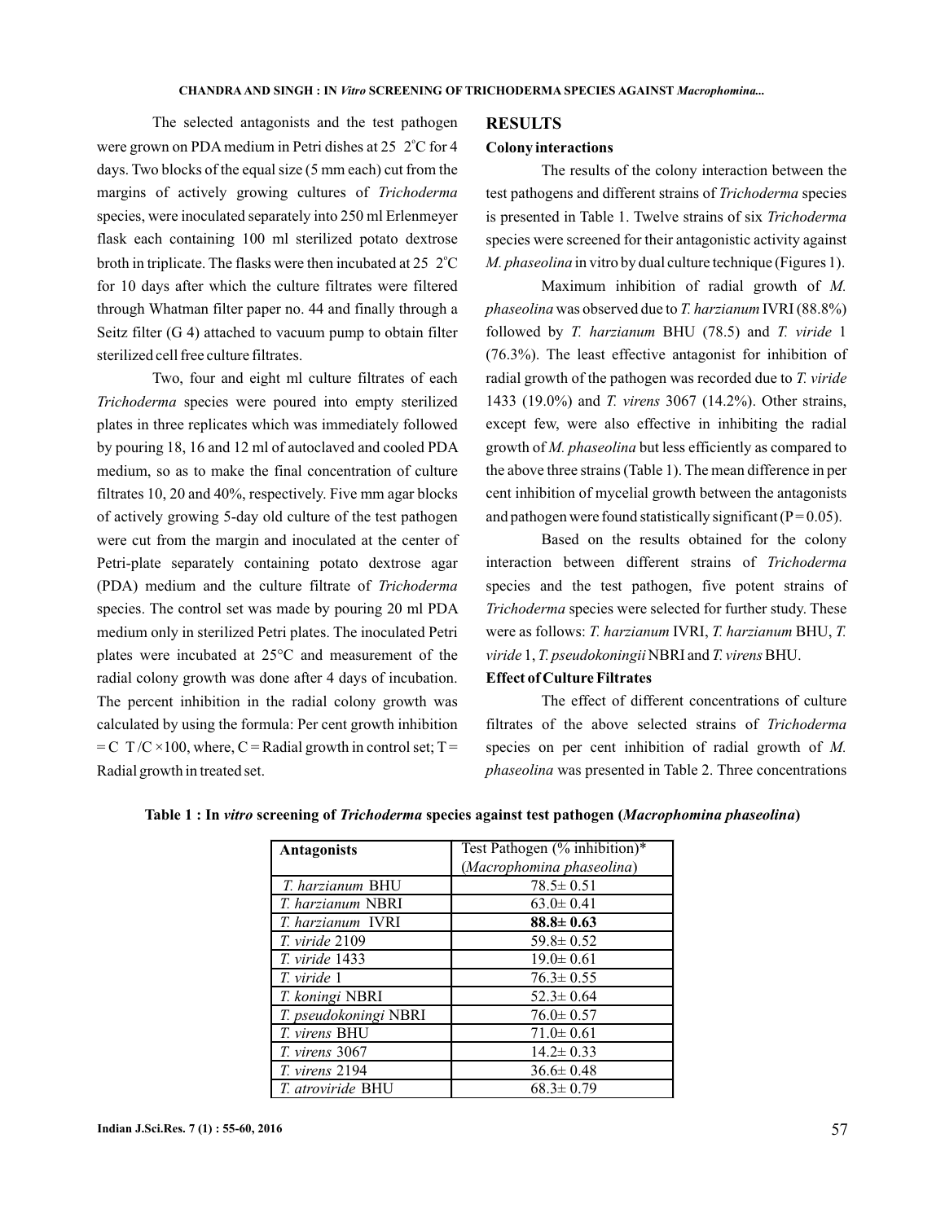The selected antagonists and the test pathogen were grown on PDA medium in Petri dishes at 25 2°C for 4 days. Two blocks of the equal size (5 mm each) cut from the margins of actively growing cultures of *Trichoderma* species, were inoculated separately into 250 ml Erlenmeyer flask each containing 100 ml sterilized potato dextrose broth in triplicate. The flasks were then incubated at 25 2°C for 10 days after which the culture filtrates were filtered through Whatman filter paper no. 44 and finally through a Seitz filter (G 4) attached to vacuum pump to obtain filter sterilized cell free culture filtrates.

Two, four and eight ml culture filtrates of each *Trichoderma* species were poured into empty sterilized plates in three replicates which was immediately followed by pouring 18, 16 and 12 ml of autoclaved and cooled PDA medium, so as to make the final concentration of culture filtrates 10, 20 and 40%, respectively. Five mm agar blocks of actively growing 5-day old culture of the test pathogen were cut from the margin and inoculated at the center of Petri-plate separately containing potato dextrose agar (PDA) medium and the culture filtrate of *Trichoderma* species. The control set was made by pouring 20 ml PDA medium only in sterilized Petri plates. The inoculated Petri plates were incubated at 25°C and measurement of the radial colony growth was done after 4 days of incubation. The percent inhibition in the radial colony growth was calculated by using the formula: Per cent growth inhibition = C T /C ×100, where, C = Radial growth in control set; T = Radial growth in treated set.

## RESULTS

### Colony interactions

The results of the colony interaction between the test pathogens and different strains of *Trichoderma* species is presented in Table 1. Twelve strains of six *Trichoderma* species were screened for their antagonistic activity against *M. phaseolina* in vitro by dual culture technique (Figures 1).

Maximum inhibition of radial growth of *M. phaseolina* was observed due to *T. harzianum* IVRI (88.8%) followed by *T. harzianum* BHU (78.5) and *T. viride* 1 (76.3%). The least effective antagonist for inhibition of radial growth of the pathogen was recorded due to *T. viride* 1433 (19.0%) and *T. virens* 3067 (14.2%). Other strains, except few, were also effective in inhibiting the radial growth of *M. phaseolina* but less efficiently as compared to the above three strains (Table 1). The mean difference in per cent inhibition of mycelial growth between the antagonists and pathogen were found statistically significant ($P = 0.05$).

Based on the results obtained for the colony interaction between different strains of *Trichoderma* species and the test pathogen, five potent strains of *Trichoderma* species were selected for further study. These were as follows: *T. harzianum* IVRI, *T. harzianum* BHU, *T. viride* 1, *T. pseudokoningii* NBRI and *T. virens* BHU.

### Effect of Culture Filtrates

The effect of different concentrations of culture filtrates of the above selected strains of *Trichoderma* species on per cent inhibition of radial growth of *M. phaseolina* was presented in Table 2. Three concentrations

**Table 1 : In *vitro* screening of *Trichoderma* species against test pathogen (*Macrophomina phaseolina*)**

| **Antagonists** | Test Pathogen (% inhibition)* (*Macrophomina phaseolina*) |
|---|---|
| *T. harzianum* BHU | 78.5± 0.51 |
| *T. harzianum* NBRI | 63.0± 0.41 |
| *T. harzianum* IVRI | **88.8± 0.63** |
| *T. viride* 2109 | 59.8± 0.52 |
| *T. viride* 1433 | 19.0± 0.61 |
| *T. viride* 1 | 76.3± 0.55 |
| *T. koningi* NBRI | 52.3± 0.64 |
| *T. pseudokoningi* NBRI | 76.0± 0.57 |
| *T. virens* BHU | 71.0± 0.61 |
| *T. virens* 3067 | 14.2± 0.33 |
| *T. virens* 2194 | 36.6± 0.48 |
| *T. atroviride* BHU | 68.3± 0.79 |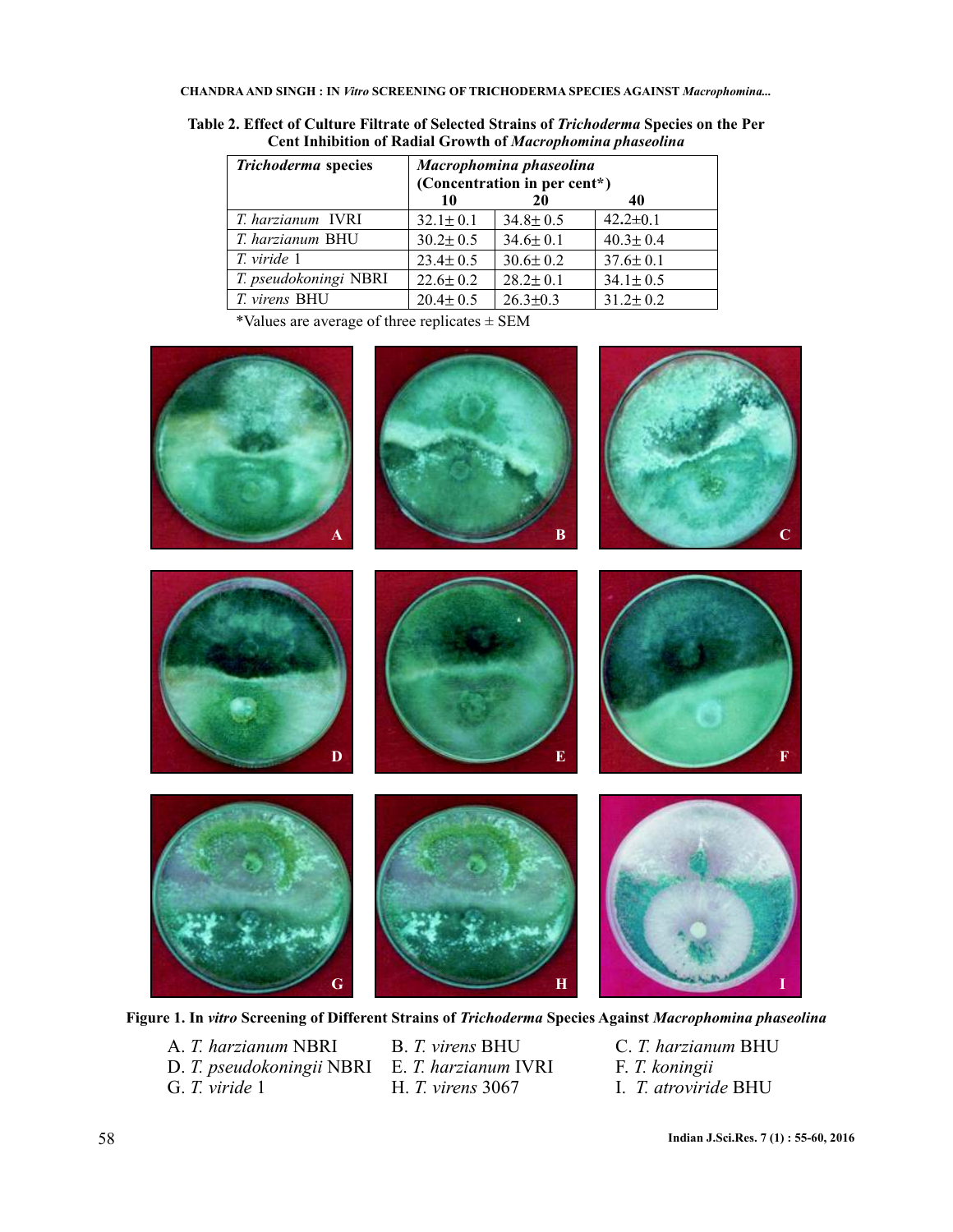**Table 2. Effect of Culture Filtrate of Selected Strains of *Trichoderma* Species on the Per Cent Inhibition of Radial Growth of *Macrophomina phaseolina***

| *Trichoderma* species | *Macrophomina phaseolina* (Concentration in per cent*) | | |
|---|---|---|---|
| | 10 | 20 | 40 |
| *T. harzianum* IVRI | 32.1± 0.1 | 34.8± 0.5 | 42.2±0.1 |
| *T. harzianum* BHU | 30.2± 0.5 | 34.6± 0.1 | 40.3± 0.4 |
| *T. viride* 1 | 23.4± 0.5 | 30.6± 0.2 | 37.6± 0.1 |
| *T. pseudokoningi* NBRI | 22.6± 0.2 | 28.2± 0.1 | 34.1± 0.5 |
| *T. virens* BHU | 20.4± 0.5 | 26.3±0.3 | 31.2± 0.2 |

*Values are average of three replicates ± SEM

**Figure 1. In *vitro* Screening of Different Strains of *Trichoderma* Species Against *Macrophomina phaseolina***

A. *T. harzianum* NBRI
B. *T. virens* BHU
C. *T. harzianum* BHU
D. *T. pseudokoningii* NBRI
E. *T. harzianum* IVRI
F. *T. koningii*
G. *T. viride* 1
H. *T. virens* 3067
I. *T. atroviride* BHU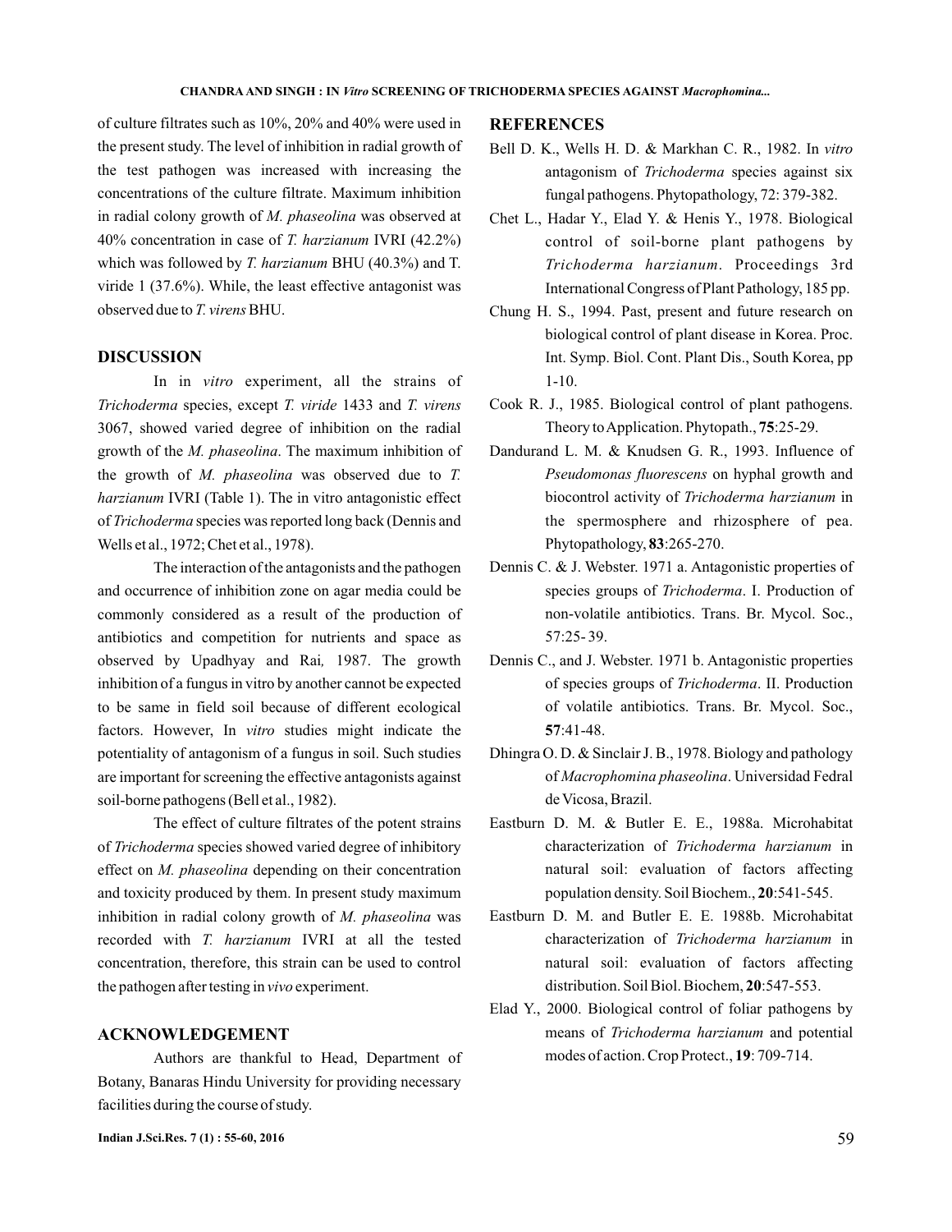of culture filtrates such as 10%, 20% and 40% were used in the present study. The level of inhibition in radial growth of the test pathogen was increased with increasing the concentrations of the culture filtrate. Maximum inhibition in radial colony growth of *M. phaseolina* was observed at 40% concentration in case of *T. harzianum* IVRI (42.2%) which was followed by *T. harzianum* BHU (40.3%) and T. viride 1 (37.6%). While, the least effective antagonist was observed due to *T. virens* BHU.

## DISCUSSION

In in *vitro* experiment, all the strains of *Trichoderma* species, except *T. viride* 1433 and *T. virens* 3067, showed varied degree of inhibition on the radial growth of the *M. phaseolina*. The maximum inhibition of the growth of *M. phaseolina* was observed due to *T. harzianum* IVRI (Table 1). The in vitro antagonistic effect of *Trichoderma* species was reported long back (Dennis and Wells et al., 1972; Chet et al., 1978).

The interaction of the antagonists and the pathogen and occurrence of inhibition zone on agar media could be commonly considered as a result of the production of antibiotics and competition for nutrients and space as observed by Upadhyay and Rai*,* 1987. The growth inhibition of a fungus in vitro by another cannot be expected to be same in field soil because of different ecological factors. However, In *vitro* studies might indicate the potentiality of antagonism of a fungus in soil. Such studies are important for screening the effective antagonists against soil-borne pathogens (Bell et al., 1982).

The effect of culture filtrates of the potent strains of *Trichoderma* species showed varied degree of inhibitory effect on *M. phaseolina* depending on their concentration and toxicity produced by them. In present study maximum inhibition in radial colony growth of *M. phaseolina* was recorded with *T. harzianum* IVRI at all the tested concentration, therefore, this strain can be used to control the pathogen after testing in *vivo* experiment.

## ACKNOWLEDGEMENT

Authors are thankful to Head, Department of Botany, Banaras Hindu University for providing necessary facilities during the course of study.

## REFERENCES

Bell D. K., Wells H. D. & Markhan C. R., 1982. In *vitro* antagonism of *Trichoderma* species against six fungal pathogens. Phytopathology, 72: 379-382.

Chet L., Hadar Y., Elad Y. & Henis Y., 1978. Biological control of soil-borne plant pathogens by *Trichoderma harzianum*. Proceedings 3rd International Congress of Plant Pathology, 185 pp.

Chung H. S., 1994. Past, present and future research on biological control of plant disease in Korea. Proc. Int. Symp. Biol. Cont. Plant Dis., South Korea, pp 1-10.

Cook R. J., 1985. Biological control of plant pathogens. Theory to Application. Phytopath., **75**:25-29.

Dandurand L. M. & Knudsen G. R., 1993. Influence of *Pseudomonas fluorescens* on hyphal growth and biocontrol activity of *Trichoderma harzianum* in the spermosphere and rhizosphere of pea. Phytopathology, **83**:265-270.

Dennis C. & J. Webster. 1971 a. Antagonistic properties of species groups of *Trichoderma*. I. Production of non-volatile antibiotics. Trans. Br. Mycol. Soc., 57:25- 39.

Dennis C., and J. Webster. 1971 b. Antagonistic properties of species groups of *Trichoderma*. II. Production of volatile antibiotics. Trans. Br. Mycol. Soc., **57**:41-48.

Dhingra O. D. & Sinclair J. B., 1978. Biology and pathology of *Macrophomina phaseolina*. Universidad Fedral de Vicosa, Brazil.

Eastburn D. M. & Butler E. E., 1988a. Microhabitat characterization of *Trichoderma harzianum* in natural soil: evaluation of factors affecting population density. Soil Biochem., **20**:541-545.

Eastburn D. M. and Butler E. E. 1988b. Microhabitat characterization of *Trichoderma harzianum* in natural soil: evaluation of factors affecting distribution. Soil Biol. Biochem, **20**:547-553.

Elad Y., 2000. Biological control of foliar pathogens by means of *Trichoderma harzianum* and potential modes of action. Crop Protect., **19**: 709-714.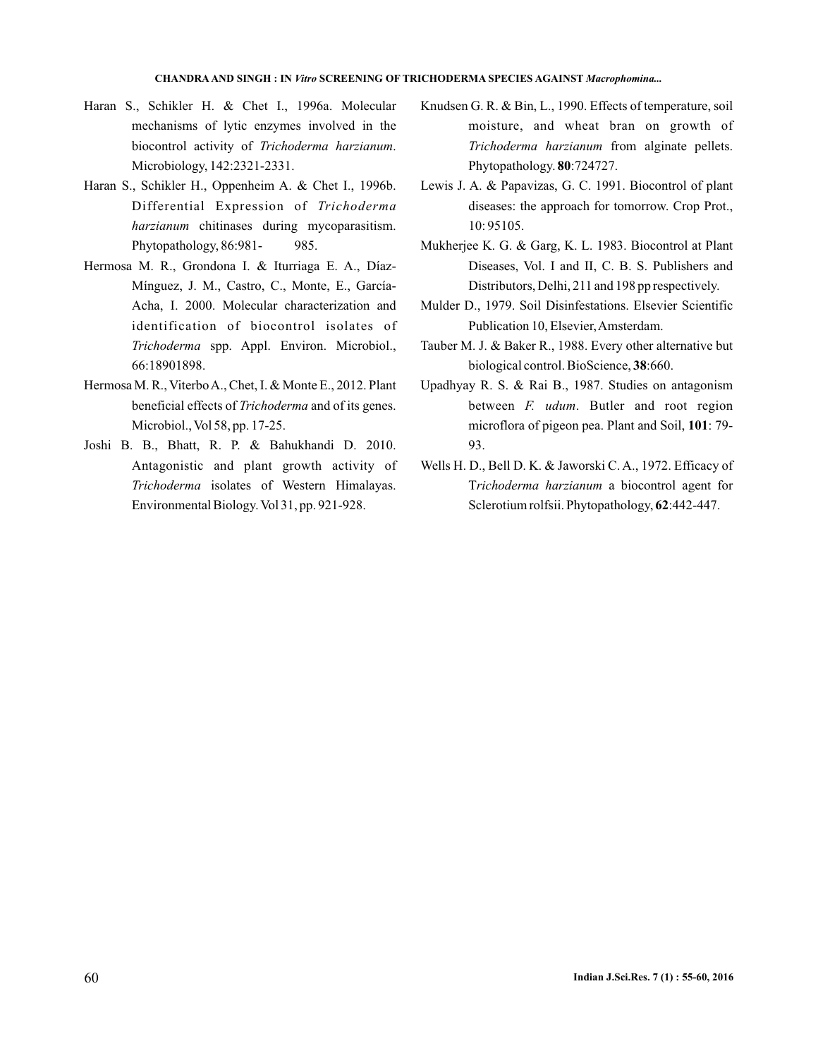Haran S., Schikler H. & Chet I., 1996a. Molecular mechanisms of lytic enzymes involved in the biocontrol activity of *Trichoderma harzianum*. Microbiology, 142:2321-2331.

Haran S., Schikler H., Oppenheim A. & Chet I., 1996b. Differential Expression of *Trichoderma harzianum* chitinases during mycoparasitism. Phytopathology, 86:981- 985.

Hermosa M. R., Grondona I. & Iturriaga E. A., Díaz-Mínguez, J. M., Castro, C., Monte, E., García-Acha, I. 2000. Molecular characterization and identification of biocontrol isolates of *Trichoderma* spp. Appl. Environ. Microbiol., 66:18901898.

Hermosa M. R., Viterbo A., Chet, I. & Monte E., 2012. Plant beneficial effects of *Trichoderma* and of its genes. Microbiol., Vol 58, pp. 17-25.

Joshi B. B., Bhatt, R. P. & Bahukhandi D. 2010. Antagonistic and plant growth activity of *Trichoderma* isolates of Western Himalayas. Environmental Biology. Vol 31, pp. 921-928.

Knudsen G. R. & Bin, L., 1990. Effects of temperature, soil moisture, and wheat bran on growth of *Trichoderma harzianum* from alginate pellets. Phytopathology. **80**:724727.

Lewis J. A. & Papavizas, G. C. 1991. Biocontrol of plant diseases: the approach for tomorrow. Crop Prot., 10: 95105.

Mukherjee K. G. & Garg, K. L. 1983. Biocontrol at Plant Diseases, Vol. I and II, C. B. S. Publishers and Distributors, Delhi, 211 and 198 pp respectively.

Mulder D., 1979. Soil Disinfestations. Elsevier Scientific Publication 10, Elsevier, Amsterdam.

Tauber M. J. & Baker R., 1988. Every other alternative but biological control. BioScience, **38**:660.

Upadhyay R. S. & Rai B., 1987. Studies on antagonism between *F. udum*. Butler and root region microflora of pigeon pea. Plant and Soil, **101**: 79-93.

Wells H. D., Bell D. K. & Jaworski C. A., 1972. Efficacy of T*richoderma harzianum* a biocontrol agent for Sclerotium rolfsii. Phytopathology, **62**:442-447.